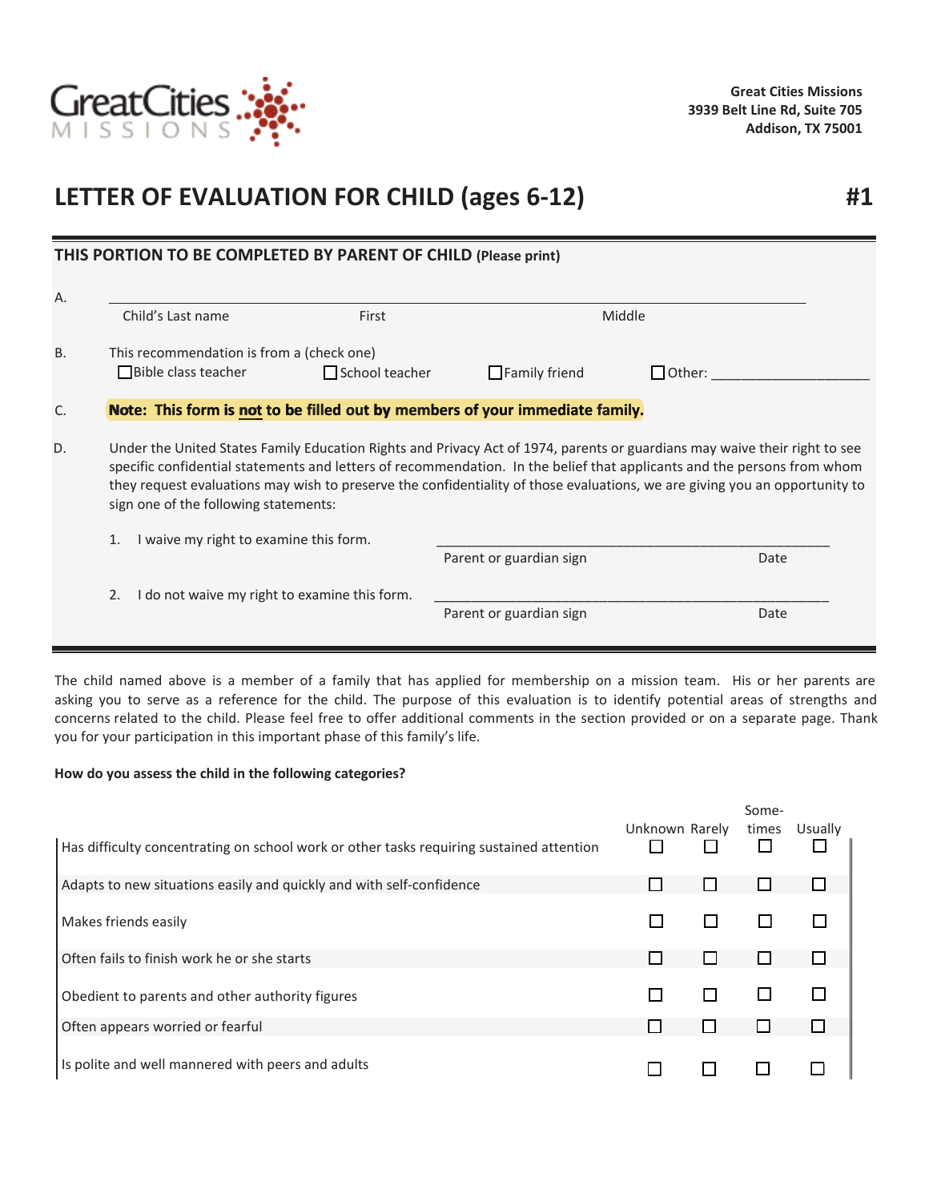Great Cities Missions
3939 Belt Line Rd, Suite 705
Addison, TX 75001

# LETTER OF EVALUATION FOR CHILD (ages 6-12) #1

## THIS PORTION TO BE COMPLETED BY PARENT OF CHILD (Please print)

A. ______________________________________________________________

Child's Last name First Middle

B. This recommendation is from a (check one)

☐ Bible class teacher ☐ School teacher ☐ Family friend ☐ Other: ____________________

C. **Note: This form is <u>not</u> to be filled out by members of your immediate family.**

D. Under the United States Family Education Rights and Privacy Act of 1974, parents or guardians may waive their right to see specific confidential statements and letters of recommendation. In the belief that applicants and the persons from whom they request evaluations may wish to preserve the confidentiality of those evaluations, we are giving you an opportunity to sign one of the following statements:

1. I waive my right to examine this form. ______________________________________________

   Parent or guardian sign Date

2. I do not waive my right to examine this form. ______________________________________________

   Parent or guardian sign Date

The child named above is a member of a family that has applied for membership on a mission team. His or her parents are asking you to serve as a reference for the child. The purpose of this evaluation is to identify potential areas of strengths and concerns related to the child. Please feel free to offer additional comments in the section provided or on a separate page. Thank you for your participation in this important phase of this family's life.

**How do you assess the child in the following categories?**

| | Unknown | Rarely | Sometimes | Usually |
|---|---|---|---|---|
| Has difficulty concentrating on school work or other tasks requiring sustained attention | ☐ | ☐ | ☐ | ☐ |
| Adapts to new situations easily and quickly and with self-confidence | ☐ | ☐ | ☐ | ☐ |
| Makes friends easily | ☐ | ☐ | ☐ | ☐ |
| Often fails to finish work he or she starts | ☐ | ☐ | ☐ | ☐ |
| Obedient to parents and other authority figures | ☐ | ☐ | ☐ | ☐ |
| Often appears worried or fearful | ☐ | ☐ | ☐ | ☐ |
| Is polite and well mannered with peers and adults | ☐ | ☐ | ☐ | ☐ |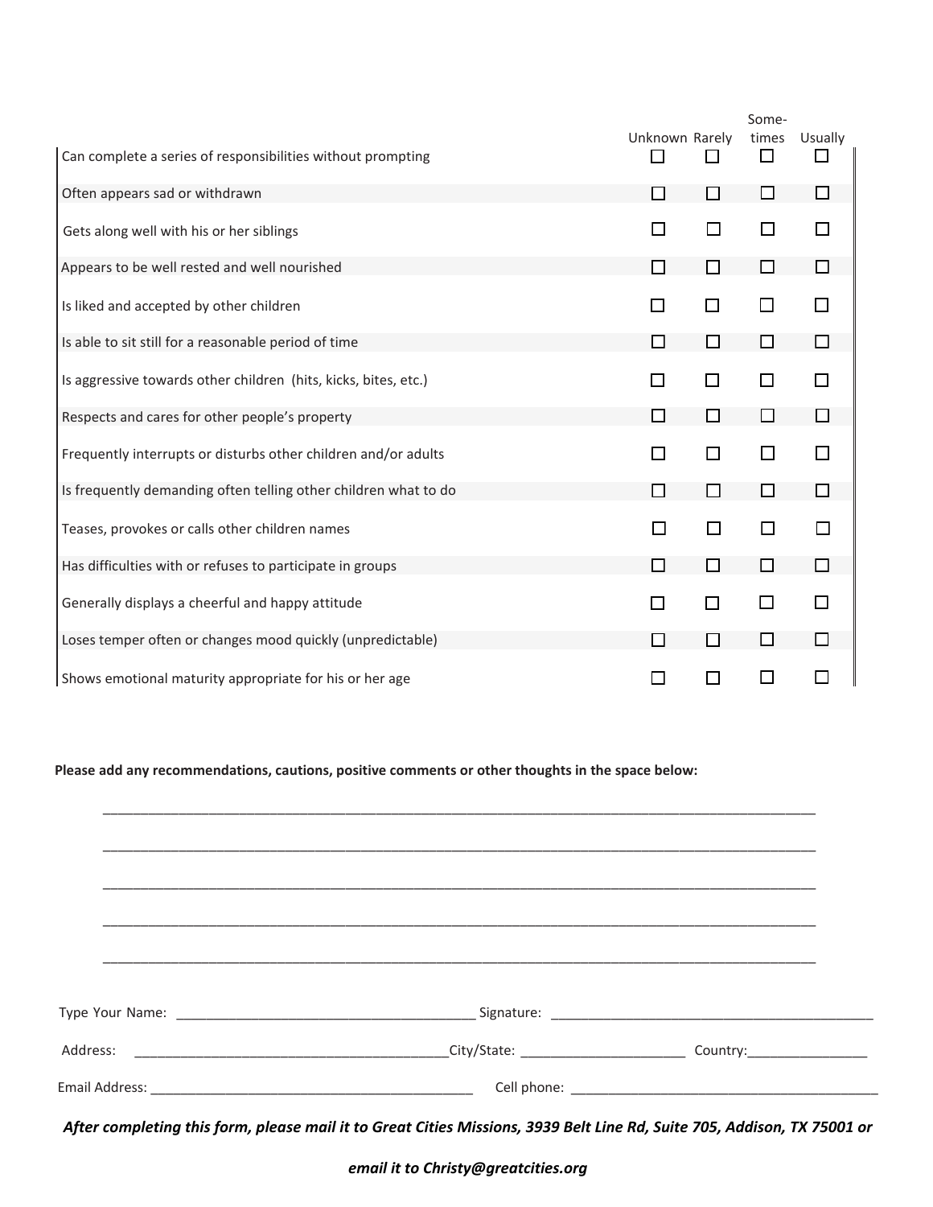| | Unknown | Rarely | Some-times | Usually |
|---|---|---|---|---|
| Can complete a series of responsibilities without prompting | ☐ | ☐ | ☐ | ☐ |
| Often appears sad or withdrawn | ☐ | ☐ | ☐ | ☐ |
| Gets along well with his or her siblings | ☐ | ☐ | ☐ | ☐ |
| Appears to be well rested and well nourished | ☐ | ☐ | ☐ | ☐ |
| Is liked and accepted by other children | ☐ | ☐ | ☐ | ☐ |
| Is able to sit still for a reasonable period of time | ☐ | ☐ | ☐ | ☐ |
| Is aggressive towards other children (hits, kicks, bites, etc.) | ☐ | ☐ | ☐ | ☐ |
| Respects and cares for other people's property | ☐ | ☐ | ☐ | ☐ |
| Frequently interrupts or disturbs other children and/or adults | ☐ | ☐ | ☐ | ☐ |
| Is frequently demanding often telling other children what to do | ☐ | ☐ | ☐ | ☐ |
| Teases, provokes or calls other children names | ☐ | ☐ | ☐ | ☐ |
| Has difficulties with or refuses to participate in groups | ☐ | ☐ | ☐ | ☐ |
| Generally displays a cheerful and happy attitude | ☐ | ☐ | ☐ | ☐ |
| Loses temper often or changes mood quickly (unpredictable) | ☐ | ☐ | ☐ | ☐ |
| Shows emotional maturity appropriate for his or her age | ☐ | ☐ | ☐ | ☐ |

**Please add any recommendations, cautions, positive comments or other thoughts in the space below:**

_______________________________________________________________________________________

_______________________________________________________________________________________

_______________________________________________________________________________________

_______________________________________________________________________________________

_______________________________________________________________________________________

Type Your Name: ________________________________________ Signature: ____________________________________________

Address: __________________________________________City/State: _____________________ Country:________________

Email Address: ___________________________________________ Cell phone: _________________________________________

***After completing this form, please mail it to Great Cities Missions, 3939 Belt Line Rd, Suite 705, Addison, TX 75001 or email it to Christy@greatcities.org***